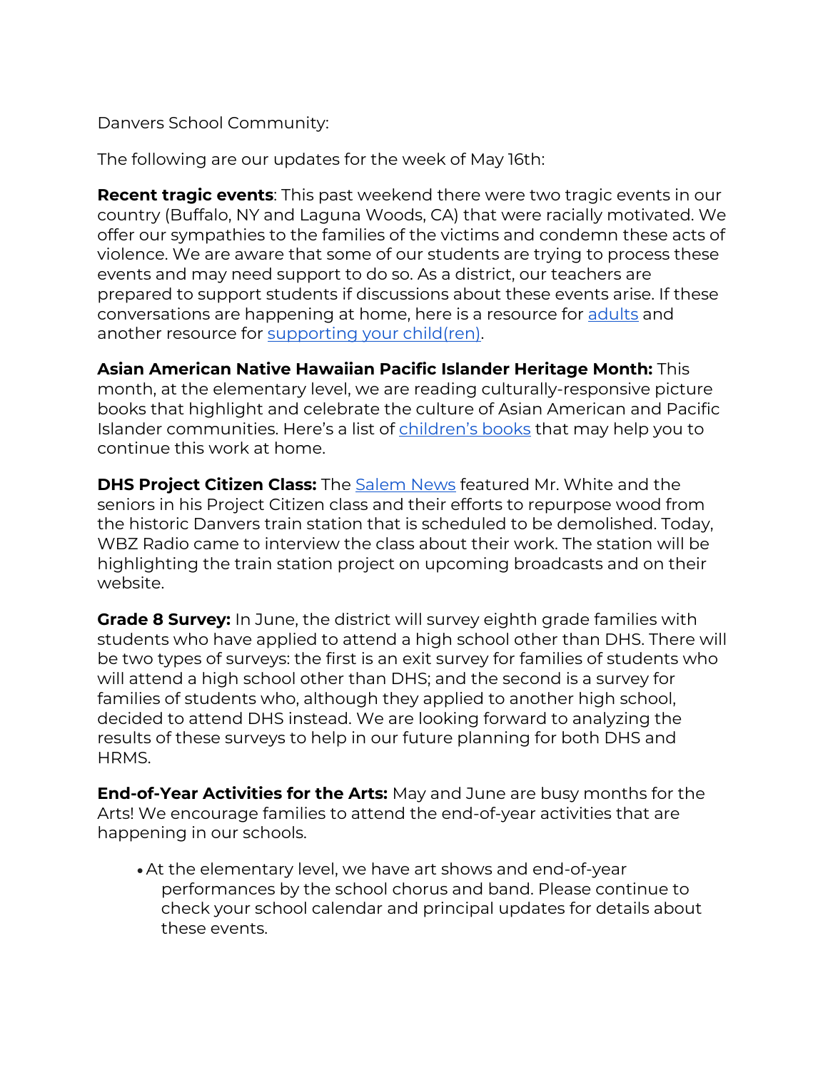Danvers School Community:

The following are our updates for the week of May 16th:

**Recent tragic events**: This past weekend there were two tragic events in our country (Buffalo, NY and Laguna Woods, CA) that were racially motivated. We offer our sympathies to the families of the victims and condemn these acts of violence. We are aware that some of our students are trying to process these events and may need support to do so. As a district, our teachers are prepared to support students if discussions about these events arise. If these conversations are happening at home, here is a resource for adults and another resource for supporting your child(ren).

**Asian American Native Hawaiian Pacific Islander Heritage Month:** This month, at the elementary level, we are reading culturally-responsive picture books that highlight and celebrate the culture of Asian American and Pacific Islander communities. Here's a list of children's books that may help you to continue this work at home.

**DHS Project Citizen Class:** The Salem News featured Mr. White and the seniors in his Project Citizen class and their efforts to repurpose wood from the historic Danvers train station that is scheduled to be demolished. Today, WBZ Radio came to interview the class about their work. The station will be highlighting the train station project on upcoming broadcasts and on their website.

**Grade 8 Survey:** In June, the district will survey eighth grade families with students who have applied to attend a high school other than DHS. There will be two types of surveys: the first is an exit survey for families of students who will attend a high school other than DHS; and the second is a survey for families of students who, although they applied to another high school, decided to attend DHS instead. We are looking forward to analyzing the results of these surveys to help in our future planning for both DHS and HRMS.

**End-of-Year Activities for the Arts:** May and June are busy months for the Arts! We encourage families to attend the end-of-year activities that are happening in our schools.

- At the elementary level, we have art shows and end-of-year performances by the school chorus and band. Please continue to check your school calendar and principal updates for details about these events.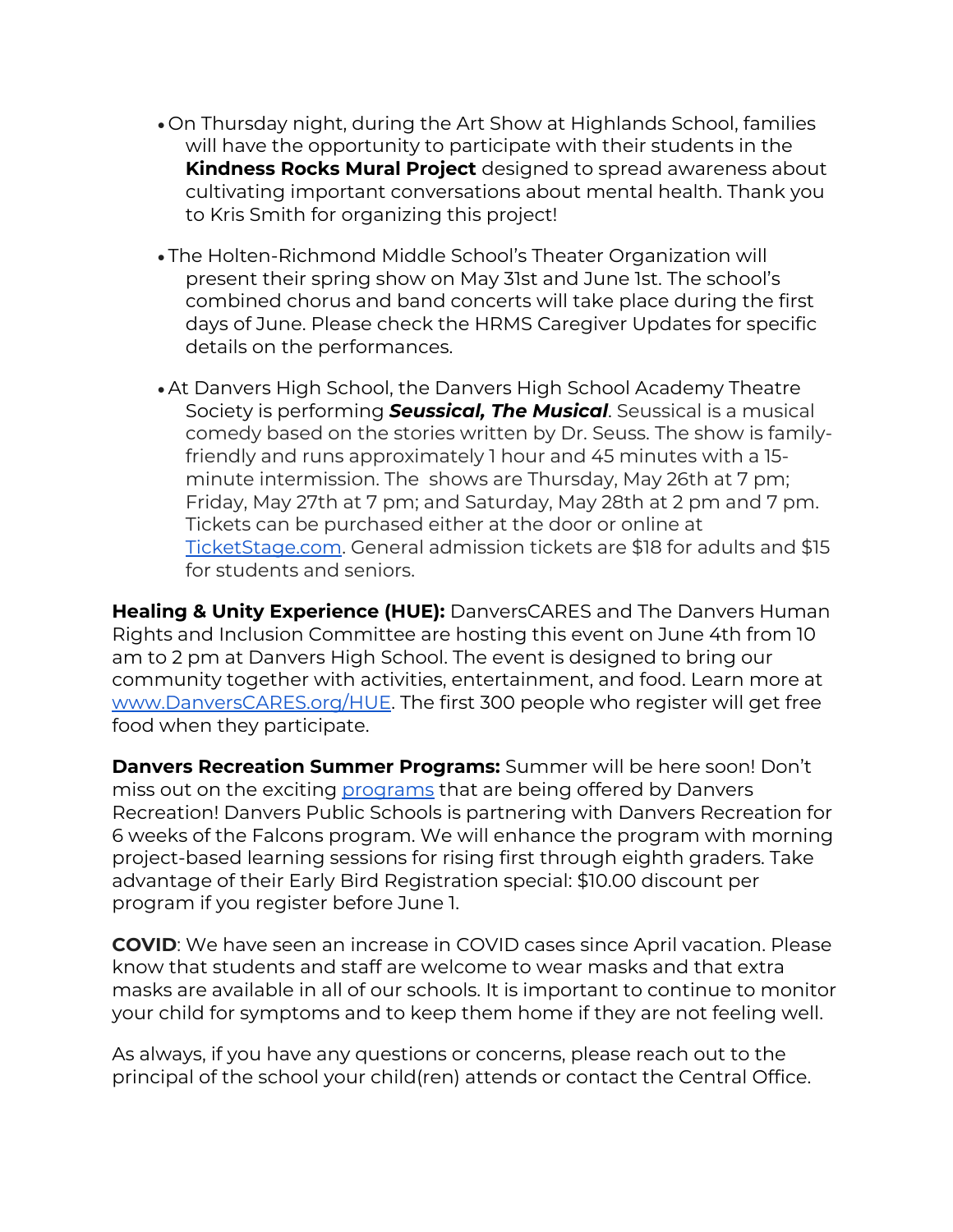- On Thursday night, during the Art Show at Highlands School, families will have the opportunity to participate with their students in the **Kindness Rocks Mural Project** designed to spread awareness about cultivating important conversations about mental health. Thank you to Kris Smith for organizing this project!

- The Holten-Richmond Middle School's Theater Organization will present their spring show on May 31st and June 1st. The school's combined chorus and band concerts will take place during the first days of June. Please check the HRMS Caregiver Updates for specific details on the performances.

- At Danvers High School, the Danvers High School Academy Theatre Society is performing ***Seussical, The Musical***. Seussical is a musical comedy based on the stories written by Dr. Seuss. The show is family-friendly and runs approximately 1 hour and 45 minutes with a 15-minute intermission. The shows are Thursday, May 26th at 7 pm; Friday, May 27th at 7 pm; and Saturday, May 28th at 2 pm and 7 pm. Tickets can be purchased either at the door or online at TicketStage.com. General admission tickets are $18 for adults and $15 for students and seniors.

**Healing & Unity Experience (HUE):** DanversCARES and The Danvers Human Rights and Inclusion Committee are hosting this event on June 4th from 10 am to 2 pm at Danvers High School. The event is designed to bring our community together with activities, entertainment, and food. Learn more at www.DanversCARES.org/HUE. The first 300 people who register will get free food when they participate.

**Danvers Recreation Summer Programs:** Summer will be here soon! Don't miss out on the exciting programs that are being offered by Danvers Recreation! Danvers Public Schools is partnering with Danvers Recreation for 6 weeks of the Falcons program. We will enhance the program with morning project-based learning sessions for rising first through eighth graders. Take advantage of their Early Bird Registration special: $10.00 discount per program if you register before June 1.

**COVID**: We have seen an increase in COVID cases since April vacation. Please know that students and staff are welcome to wear masks and that extra masks are available in all of our schools. It is important to continue to monitor your child for symptoms and to keep them home if they are not feeling well.

As always, if you have any questions or concerns, please reach out to the principal of the school your child(ren) attends or contact the Central Office.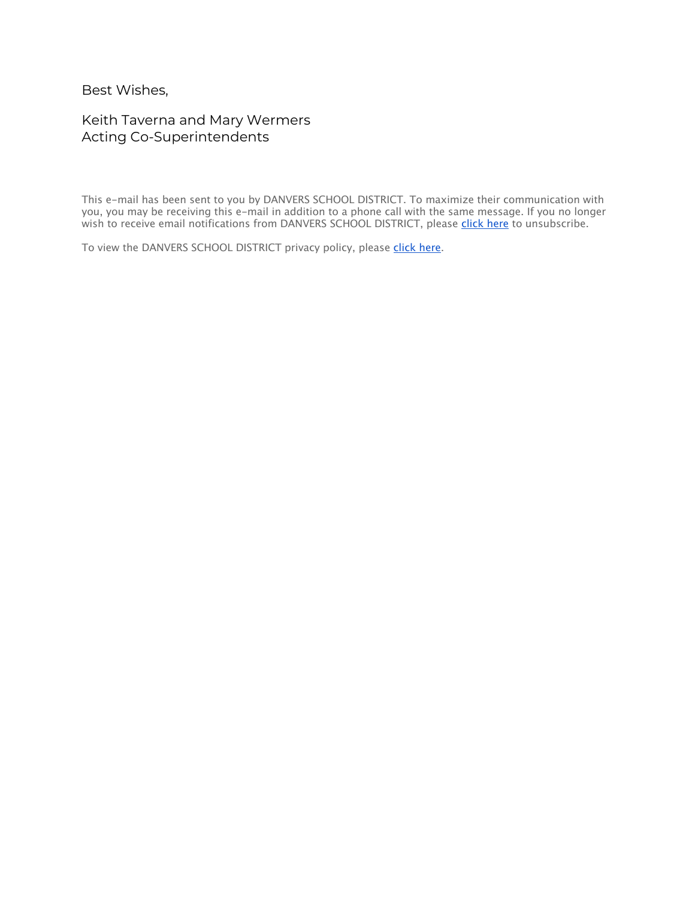Best Wishes,

Keith Taverna and Mary Wermers
Acting Co-Superintendents

This e-mail has been sent to you by DANVERS SCHOOL DISTRICT. To maximize their communication with you, you may be receiving this e-mail in addition to a phone call with the same message. If you no longer wish to receive email notifications from DANVERS SCHOOL DISTRICT, please click here to unsubscribe.

To view the DANVERS SCHOOL DISTRICT privacy policy, please click here.